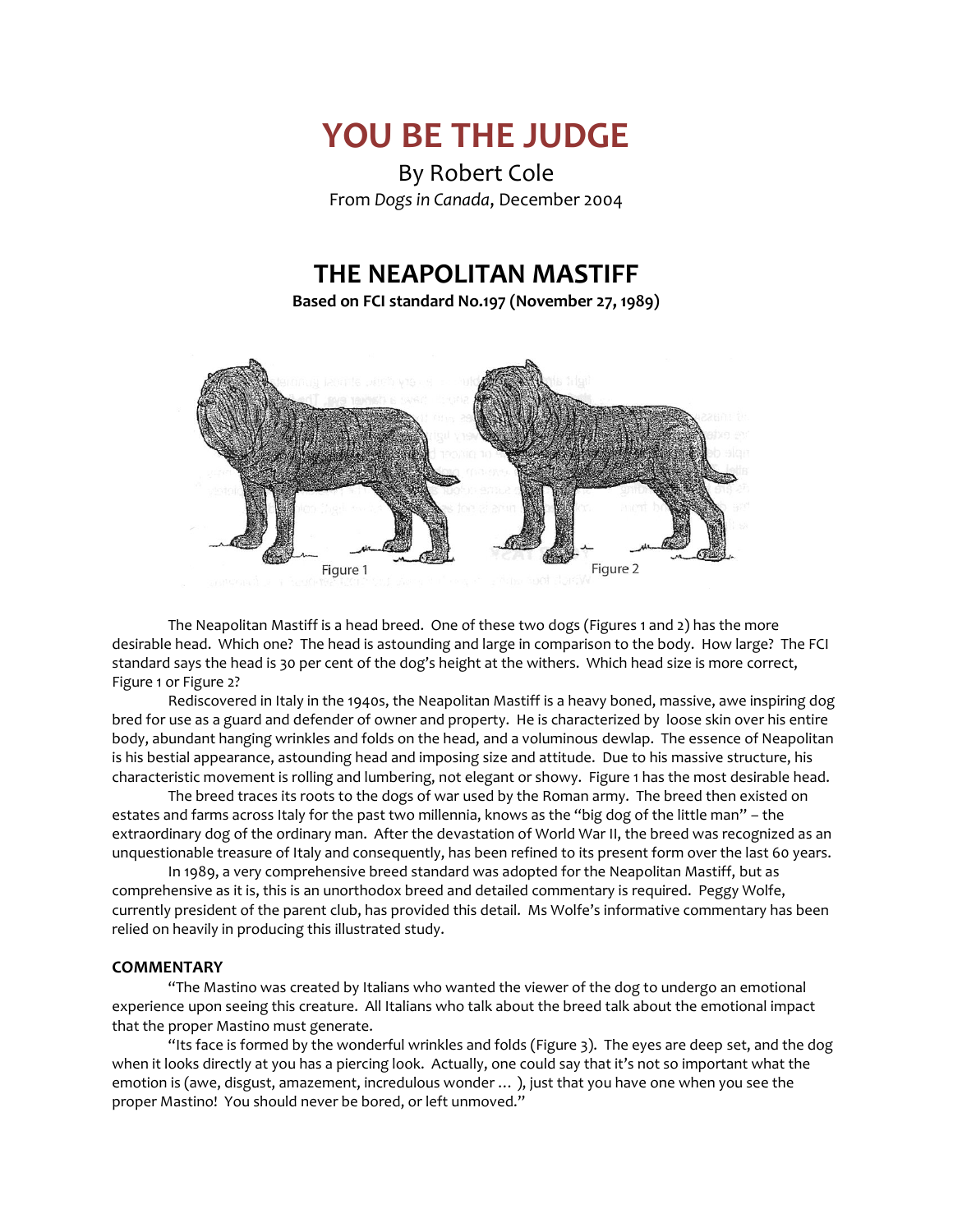# YOU BE THE JUDGE

By Robert Cole

From *Dogs in Canada*, December 2004

## THE NEAPOLITAN MASTIFF

**Based on FCI standard No.197 (November 27, 1989)**

Figure 1 Figure 2

The Neapolitan Mastiff is a head breed. One of these two dogs (Figures 1 and 2) has the more desirable head. Which one? The head is astounding and large in comparison to the body. How large? The FCI standard says the head is 30 per cent of the dog's height at the withers. Which head size is more correct, Figure 1 or Figure 2?

Rediscovered in Italy in the 1940s, the Neapolitan Mastiff is a heavy boned, massive, awe inspiring dog bred for use as a guard and defender of owner and property. He is characterized by loose skin over his entire body, abundant hanging wrinkles and folds on the head, and a voluminous dewlap. The essence of Neapolitan is his bestial appearance, astounding head and imposing size and attitude. Due to his massive structure, his characteristic movement is rolling and lumbering, not elegant or showy. Figure 1 has the most desirable head.

The breed traces its roots to the dogs of war used by the Roman army. The breed then existed on estates and farms across Italy for the past two millennia, knows as the "big dog of the little man" – the extraordinary dog of the ordinary man. After the devastation of World War II, the breed was recognized as an unquestionable treasure of Italy and consequently, has been refined to its present form over the last 60 years.

In 1989, a very comprehensive breed standard was adopted for the Neapolitan Mastiff, but as comprehensive as it is, this is an unorthodox breed and detailed commentary is required. Peggy Wolfe, currently president of the parent club, has provided this detail. Ms Wolfe's informative commentary has been relied on heavily in producing this illustrated study.

### COMMENTARY

"The Mastino was created by Italians who wanted the viewer of the dog to undergo an emotional experience upon seeing this creature. All Italians who talk about the breed talk about the emotional impact that the proper Mastino must generate.

"Its face is formed by the wonderful wrinkles and folds (Figure 3). The eyes are deep set, and the dog when it looks directly at you has a piercing look. Actually, one could say that it's not so important what the emotion is (awe, disgust, amazement, incredulous wonder … ), just that you have one when you see the proper Mastino! You should never be bored, or left unmoved."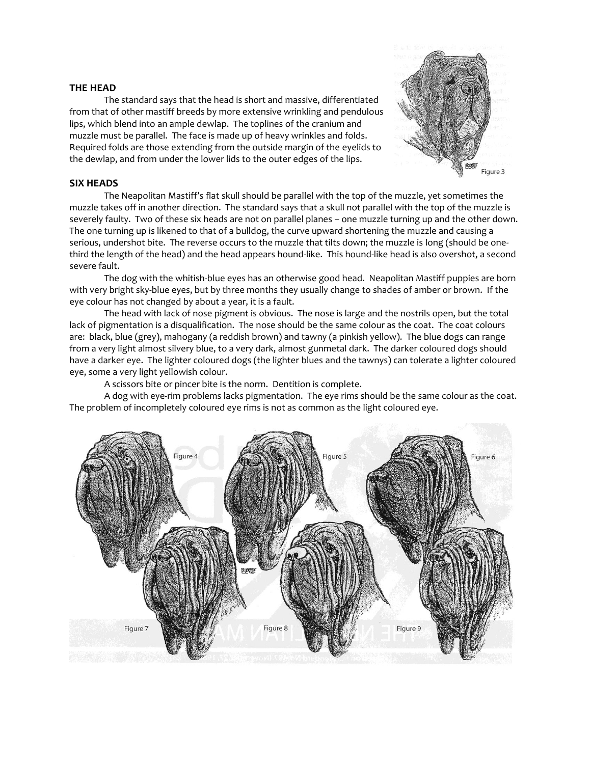## THE HEAD

The standard says that the head is short and massive, differentiated from that of other mastiff breeds by more extensive wrinkling and pendulous lips, which blend into an ample dewlap. The toplines of the cranium and muzzle must be parallel. The face is made up of heavy wrinkles and folds. Required folds are those extending from the outside margin of the eyelids to the dewlap, and from under the lower lids to the outer edges of the lips.

Figure 3

## SIX HEADS

The Neapolitan Mastiff's flat skull should be parallel with the top of the muzzle, yet sometimes the muzzle takes off in another direction. The standard says that a skull not parallel with the top of the muzzle is severely faulty. Two of these six heads are not on parallel planes – one muzzle turning up and the other down. The one turning up is likened to that of a bulldog, the curve upward shortening the muzzle and causing a serious, undershot bite. The reverse occurs to the muzzle that tilts down; the muzzle is long (should be one-third the length of the head) and the head appears hound-like. This hound-like head is also overshot, a second severe fault.

The dog with the whitish-blue eyes has an otherwise good head. Neapolitan Mastiff puppies are born with very bright sky-blue eyes, but by three months they usually change to shades of amber or brown. If the eye colour has not changed by about a year, it is a fault.

The head with lack of nose pigment is obvious. The nose is large and the nostrils open, but the total lack of pigmentation is a disqualification. The nose should be the same colour as the coat. The coat colours are: black, blue (grey), mahogany (a reddish brown) and tawny (a pinkish yellow). The blue dogs can range from a very light almost silvery blue, to a very dark, almost gunmetal dark. The darker coloured dogs should have a darker eye. The lighter coloured dogs (the lighter blues and the tawnys) can tolerate a lighter coloured eye, some a very light yellowish colour.

A scissors bite or pincer bite is the norm. Dentition is complete.

A dog with eye-rim problems lacks pigmentation. The eye rims should be the same colour as the coat. The problem of incompletely coloured eye rims is not as common as the light coloured eye.

Figure 4 Figure 5 Figure 6 Figure 7 Figure 8 Figure 9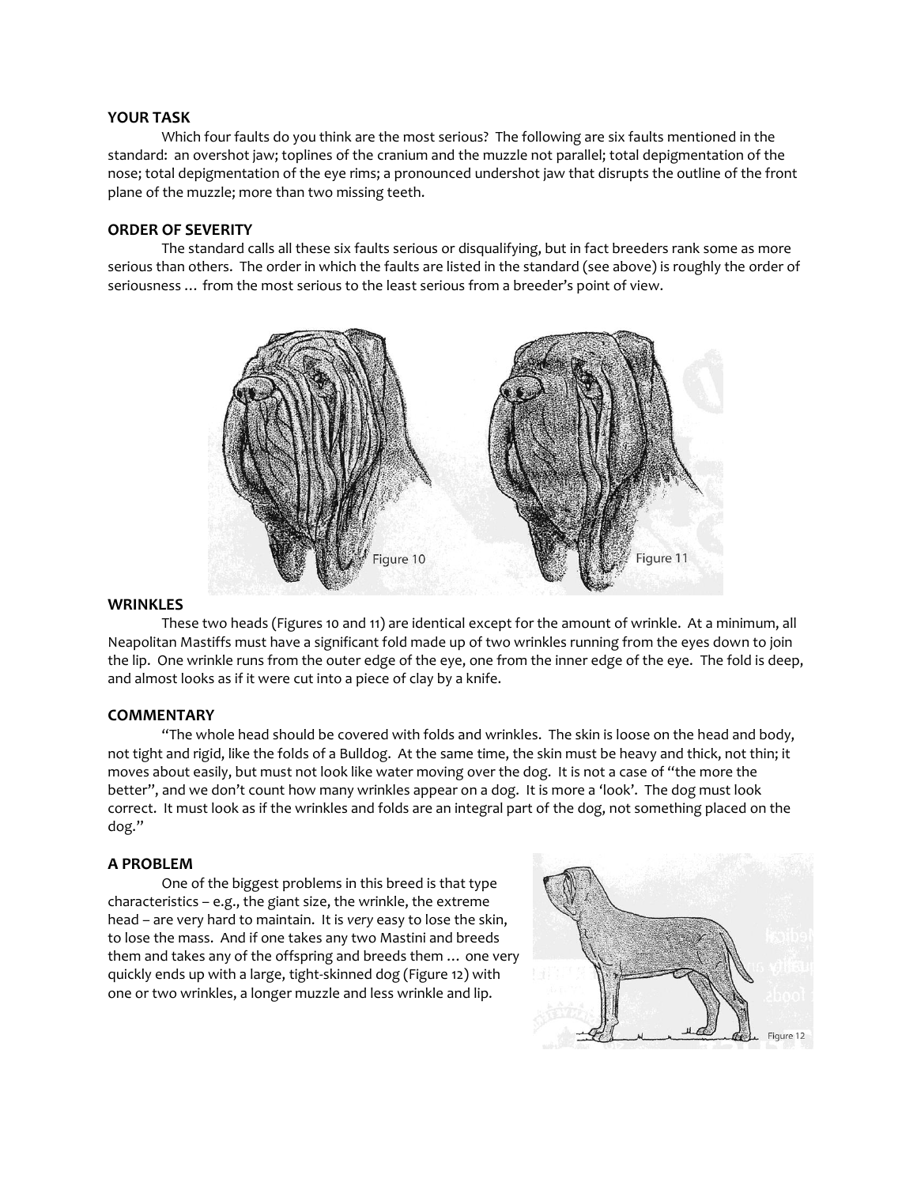### YOUR TASK

Which four faults do you think are the most serious? The following are six faults mentioned in the standard: an overshot jaw; toplines of the cranium and the muzzle not parallel; total depigmentation of the nose; total depigmentation of the eye rims; a pronounced undershot jaw that disrupts the outline of the front plane of the muzzle; more than two missing teeth.

### ORDER OF SEVERITY

The standard calls all these six faults serious or disqualifying, but in fact breeders rank some as more serious than others. The order in which the faults are listed in the standard (see above) is roughly the order of seriousness … from the most serious to the least serious from a breeder's point of view.

Figure 10

Figure 11

### WRINKLES

These two heads (Figures 10 and 11) are identical except for the amount of wrinkle. At a minimum, all Neapolitan Mastiffs must have a significant fold made up of two wrinkles running from the eyes down to join the lip. One wrinkle runs from the outer edge of the eye, one from the inner edge of the eye. The fold is deep, and almost looks as if it were cut into a piece of clay by a knife.

### COMMENTARY

"The whole head should be covered with folds and wrinkles. The skin is loose on the head and body, not tight and rigid, like the folds of a Bulldog. At the same time, the skin must be heavy and thick, not thin; it moves about easily, but must not look like water moving over the dog. It is not a case of "the more the better", and we don't count how many wrinkles appear on a dog. It is more a 'look'. The dog must look correct. It must look as if the wrinkles and folds are an integral part of the dog, not something placed on the dog."

### A PROBLEM

One of the biggest problems in this breed is that type characteristics – e.g., the giant size, the wrinkle, the extreme head – are very hard to maintain. It is *very* easy to lose the skin, to lose the mass. And if one takes any two Mastini and breeds them and takes any of the offspring and breeds them … one very quickly ends up with a large, tight-skinned dog (Figure 12) with one or two wrinkles, a longer muzzle and less wrinkle and lip.

Figure 12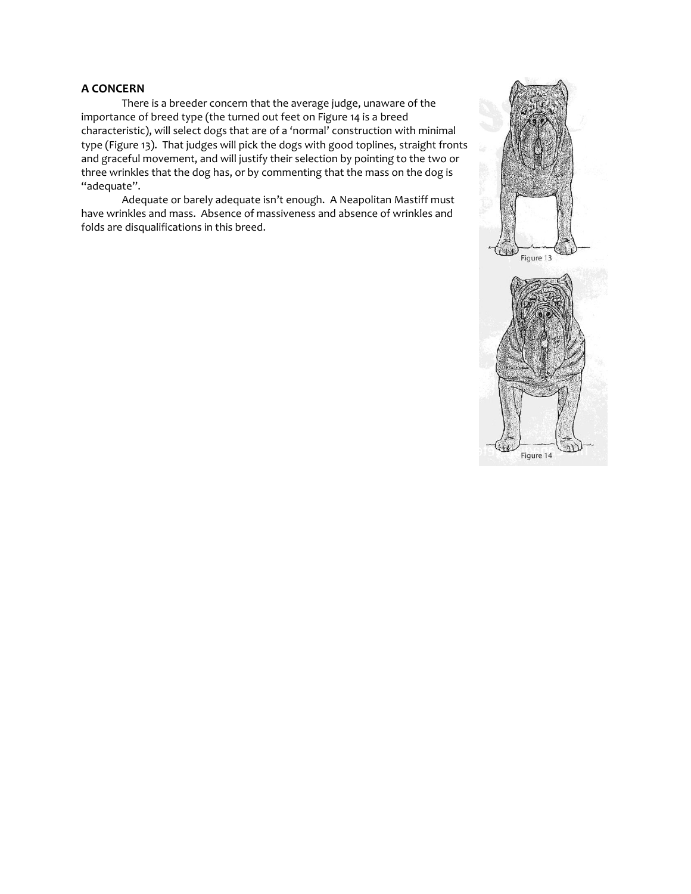### A CONCERN

There is a breeder concern that the average judge, unaware of the importance of breed type (the turned out feet on Figure 14 is a breed characteristic), will select dogs that are of a 'normal' construction with minimal type (Figure 13). That judges will pick the dogs with good toplines, straight fronts and graceful movement, and will justify their selection by pointing to the two or three wrinkles that the dog has, or by commenting that the mass on the dog is "adequate".

Adequate or barely adequate isn't enough. A Neapolitan Mastiff must have wrinkles and mass. Absence of massiveness and absence of wrinkles and folds are disqualifications in this breed.

Figure 13

Figure 14